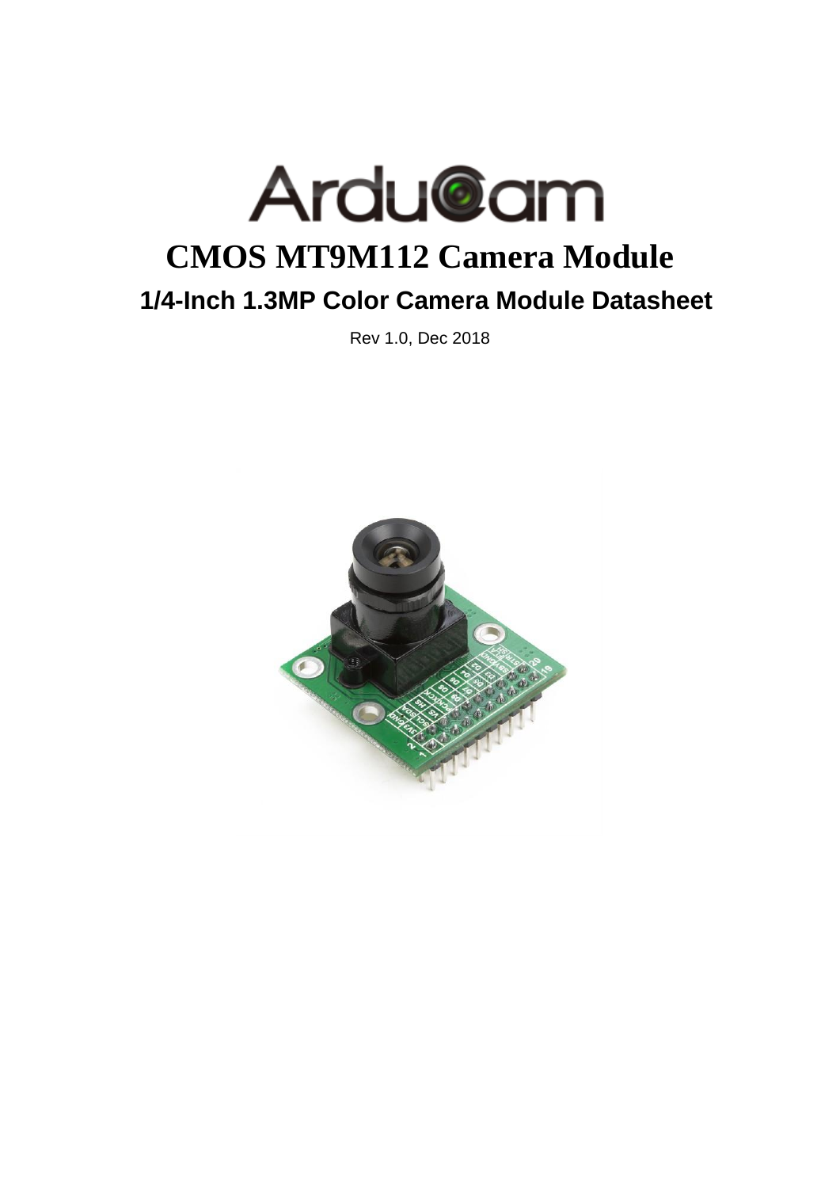# CMOS MT9M112 Camera Module

## 1/4-Inch 1.3MP Color Camera Module Datasheet

Rev 1.0, Dec 2018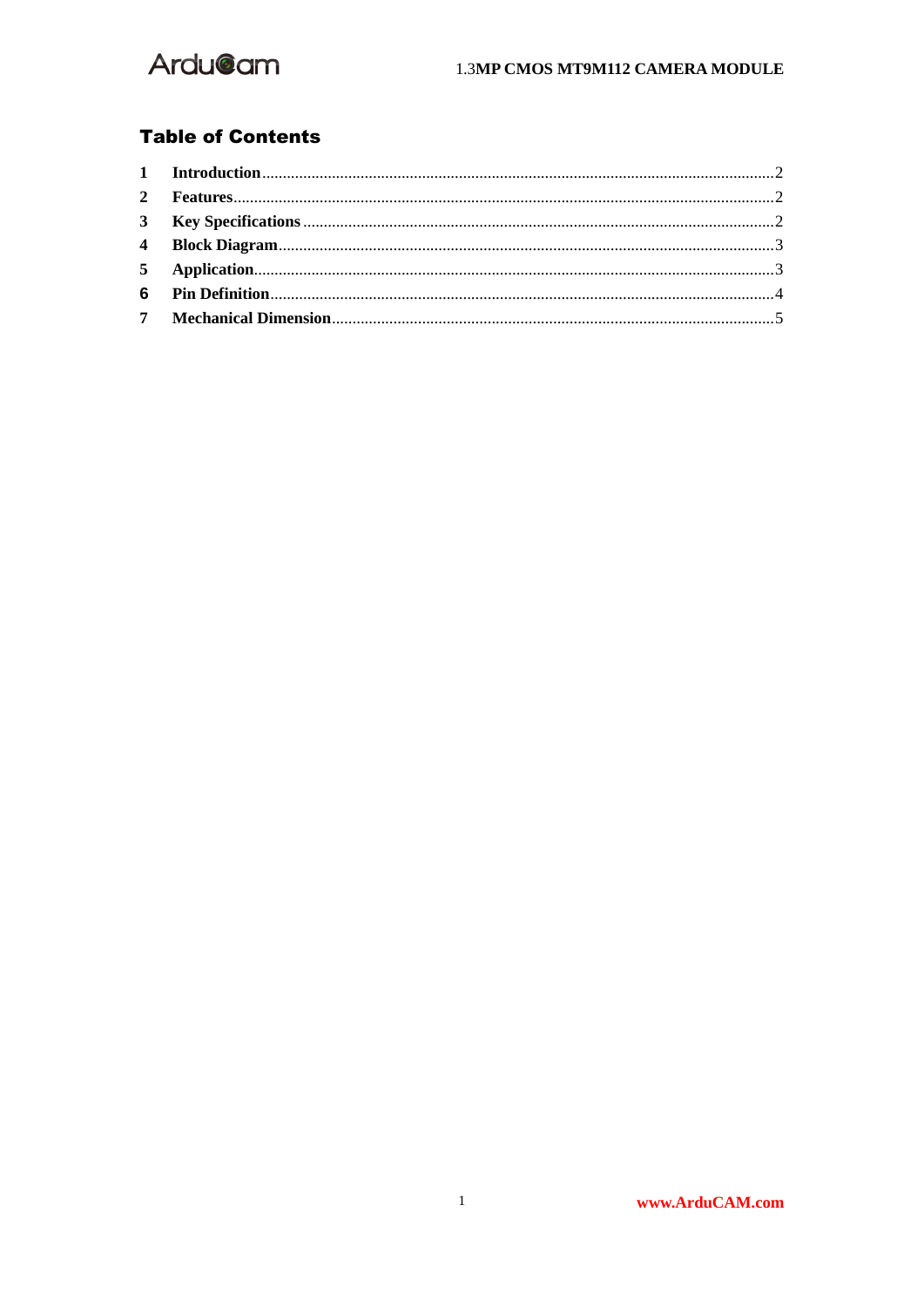## Table of Contents

| | | |
|---|---|---|
| 1 | **Introduction** | 2 |
| 2 | **Features** | 2 |
| 3 | **Key Specifications** | 2 |
| 4 | **Block Diagram** | 3 |
| 5 | **Application** | 3 |
| 6 | **Pin Definition** | 4 |
| 7 | **Mechanical Dimension** | 5 |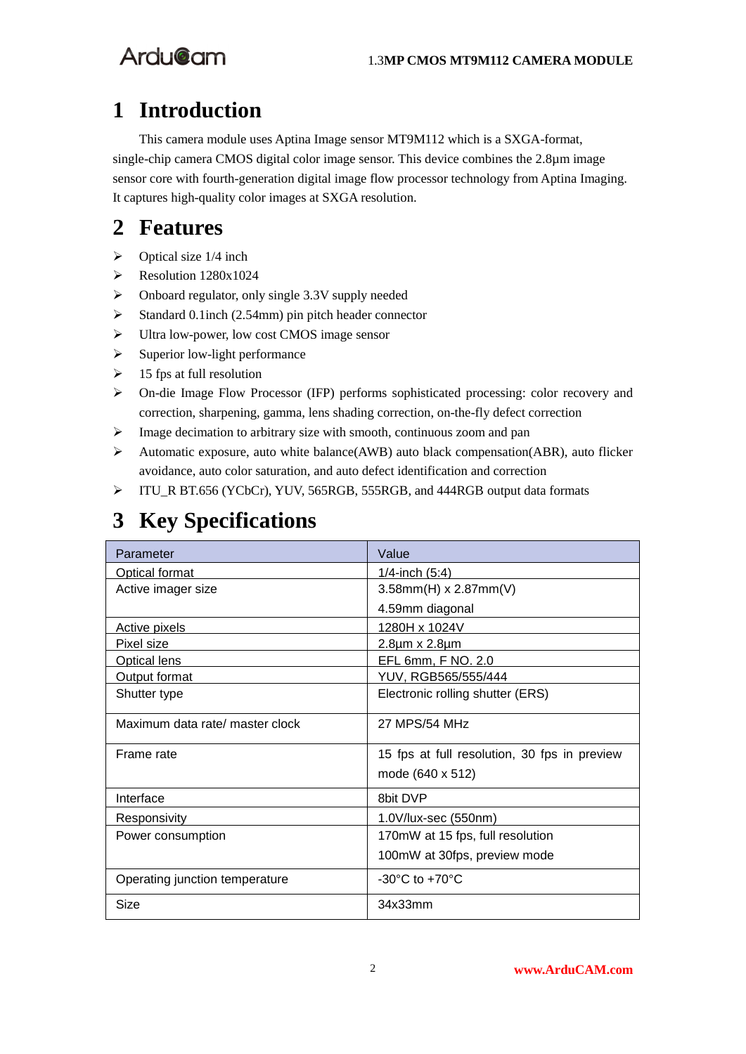# 1 Introduction

This camera module uses Aptina Image sensor MT9M112 which is a SXGA-format, single-chip camera CMOS digital color image sensor. This device combines the 2.8µm image sensor core with fourth-generation digital image flow processor technology from Aptina Imaging. It captures high-quality color images at SXGA resolution.

# 2 Features

- Optical size 1/4 inch
- Resolution 1280x1024
- Onboard regulator, only single 3.3V supply needed
- Standard 0.1inch (2.54mm) pin pitch header connector
- Ultra low-power, low cost CMOS image sensor
- Superior low-light performance
- 15 fps at full resolution
- On-die Image Flow Processor (IFP) performs sophisticated processing: color recovery and correction, sharpening, gamma, lens shading correction, on-the-fly defect correction
- Image decimation to arbitrary size with smooth, continuous zoom and pan
- Automatic exposure, auto white balance(AWB) auto black compensation(ABR), auto flicker avoidance, auto color saturation, and auto defect identification and correction
- ITU_R BT.656 (YCbCr), YUV, 565RGB, 555RGB, and 444RGB output data formats

# 3 Key Specifications

| Parameter | Value |
|---|---|
| Optical format | 1/4-inch (5:4) |
| Active imager size | 3.58mm(H) x 2.87mm(V)<br>4.59mm diagonal |
| Active pixels | 1280H x 1024V |
| Pixel size | 2.8µm x 2.8µm |
| Optical lens | EFL 6mm, F NO. 2.0 |
| Output format | YUV, RGB565/555/444 |
| Shutter type | Electronic rolling shutter (ERS) |
| Maximum data rate/ master clock | 27 MPS/54 MHz |
| Frame rate | 15 fps at full resolution, 30 fps in preview mode (640 x 512) |
| Interface | 8bit DVP |
| Responsivity | 1.0V/lux-sec (550nm) |
| Power consumption | 170mW at 15 fps, full resolution<br>100mW at 30fps, preview mode |
| Operating junction temperature | -30°C to +70°C |
| Size | 34x33mm |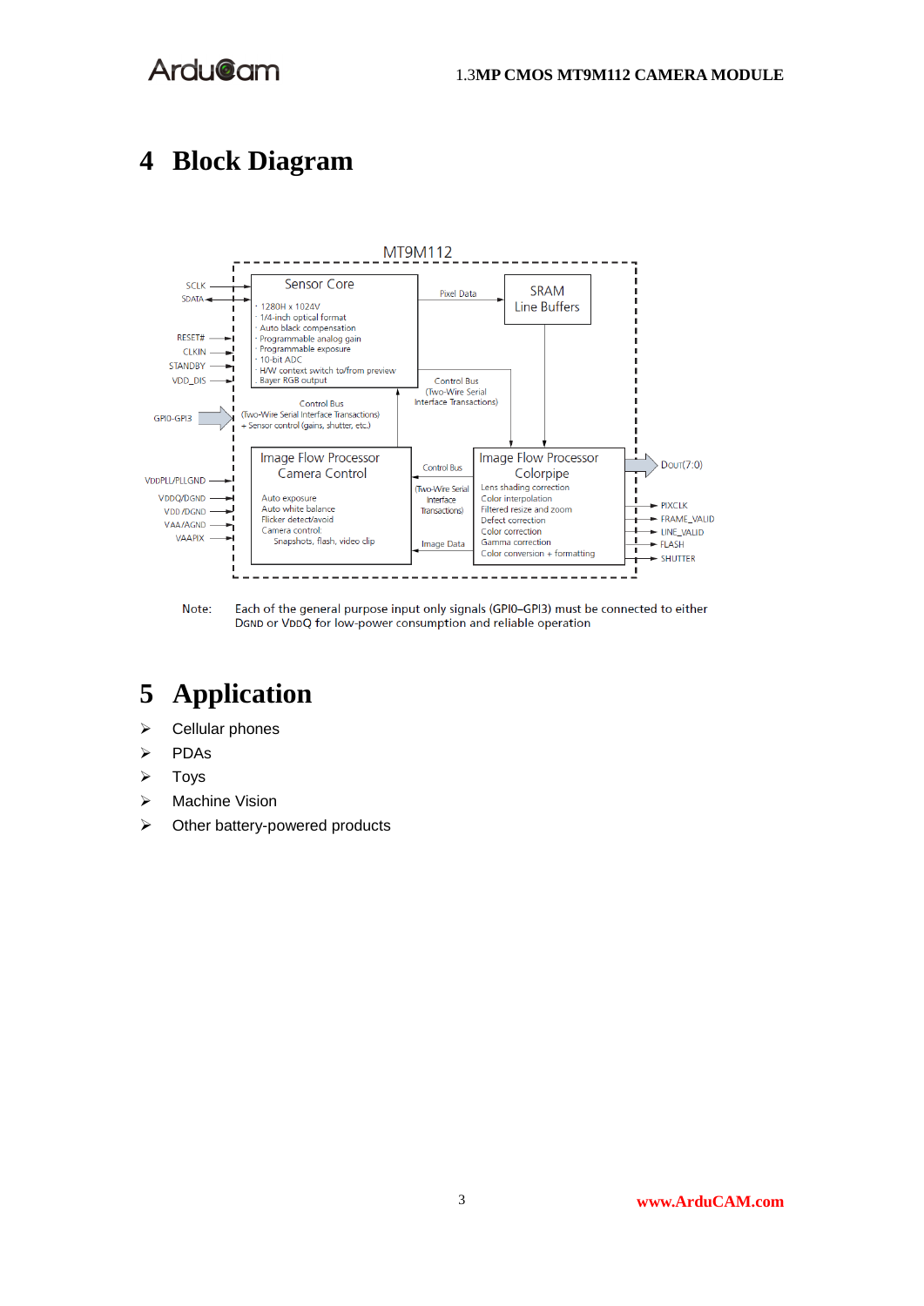# 4 Block Diagram

MT9M112

SCLK
SDATA
RESET#
CLKIN
STANDBY
VDD_DIS

Sensor Core
- 1280H x 1024V
- 1/4-inch optical format
- Auto black compensation
- Programmable analog gain
- Programmable exposure
- 10-bit ADC
- H/W context switch to/from preview
- Bayer RGB output

Pixel Data

SRAM Line Buffers

Control Bus (Two-Wire Serial Interface Transactions)

GPIO-GPI3

Control Bus (Two-Wire Serial Interface Transactions) + Sensor control (gains, shutter, etc.)

VDDPLL/PLLGND
VDDQ/DGND
VDD /DGND
VAA/AGND
VAAPIX

Image Flow Processor Camera Control
- Auto exposure
- Auto white balance
- Flicker detect/avoid
- Camera control: Snapshots, flash, video clip

Control Bus (Two-Wire Serial Interface Transactions)

Image Data

Image Flow Processor Colorpipe
- Lens shading correction
- Color interpolation
- Filtered resize and zoom
- Defect correction
- Color correction
- Gamma correction
- Color conversion + formatting

DOUT(7:0)
PIXCLK
FRAME_VALID
LINE_VALID
FLASH
SHUTTER

Note: Each of the general purpose input only signals (GPI0–GPI3) must be connected to either DGND or VDDQ for low-power consumption and reliable operation

# 5 Application

- Cellular phones
- PDAs
- Toys
- Machine Vision
- Other battery-powered products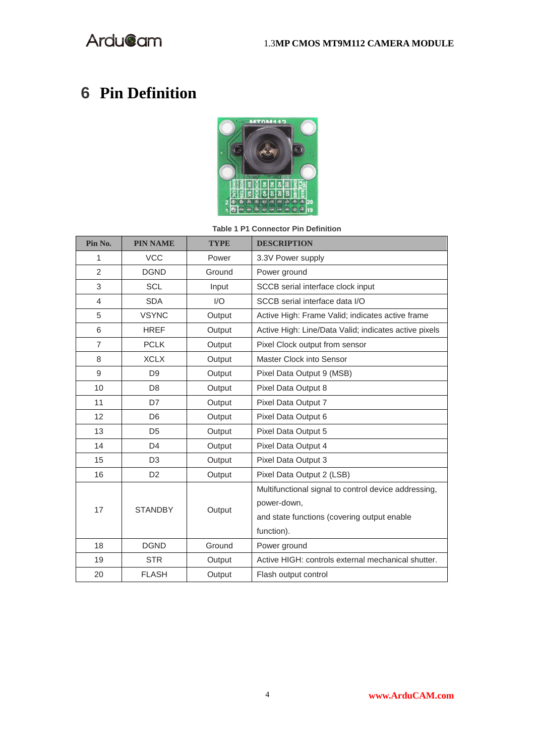# 6 Pin Definition

Table 1 P1 Connector Pin Definition

| Pin No. | PIN NAME | TYPE | DESCRIPTION |
|---|---|---|---|
| 1 | VCC | Power | 3.3V Power supply |
| 2 | DGND | Ground | Power ground |
| 3 | SCL | Input | SCCB serial interface clock input |
| 4 | SDA | I/O | SCCB serial interface data I/O |
| 5 | VSYNC | Output | Active High: Frame Valid; indicates active frame |
| 6 | HREF | Output | Active High: Line/Data Valid; indicates active pixels |
| 7 | PCLK | Output | Pixel Clock output from sensor |
| 8 | XCLX | Output | Master Clock into Sensor |
| 9 | D9 | Output | Pixel Data Output 9 (MSB) |
| 10 | D8 | Output | Pixel Data Output 8 |
| 11 | D7 | Output | Pixel Data Output 7 |
| 12 | D6 | Output | Pixel Data Output 6 |
| 13 | D5 | Output | Pixel Data Output 5 |
| 14 | D4 | Output | Pixel Data Output 4 |
| 15 | D3 | Output | Pixel Data Output 3 |
| 16 | D2 | Output | Pixel Data Output 2 (LSB) |
| 17 | STANDBY | Output | Multifunctional signal to control device addressing, power-down, and state functions (covering output enable function). |
| 18 | DGND | Ground | Power ground |
| 19 | STR | Output | Active HIGH: controls external mechanical shutter. |
| 20 | FLASH | Output | Flash output control |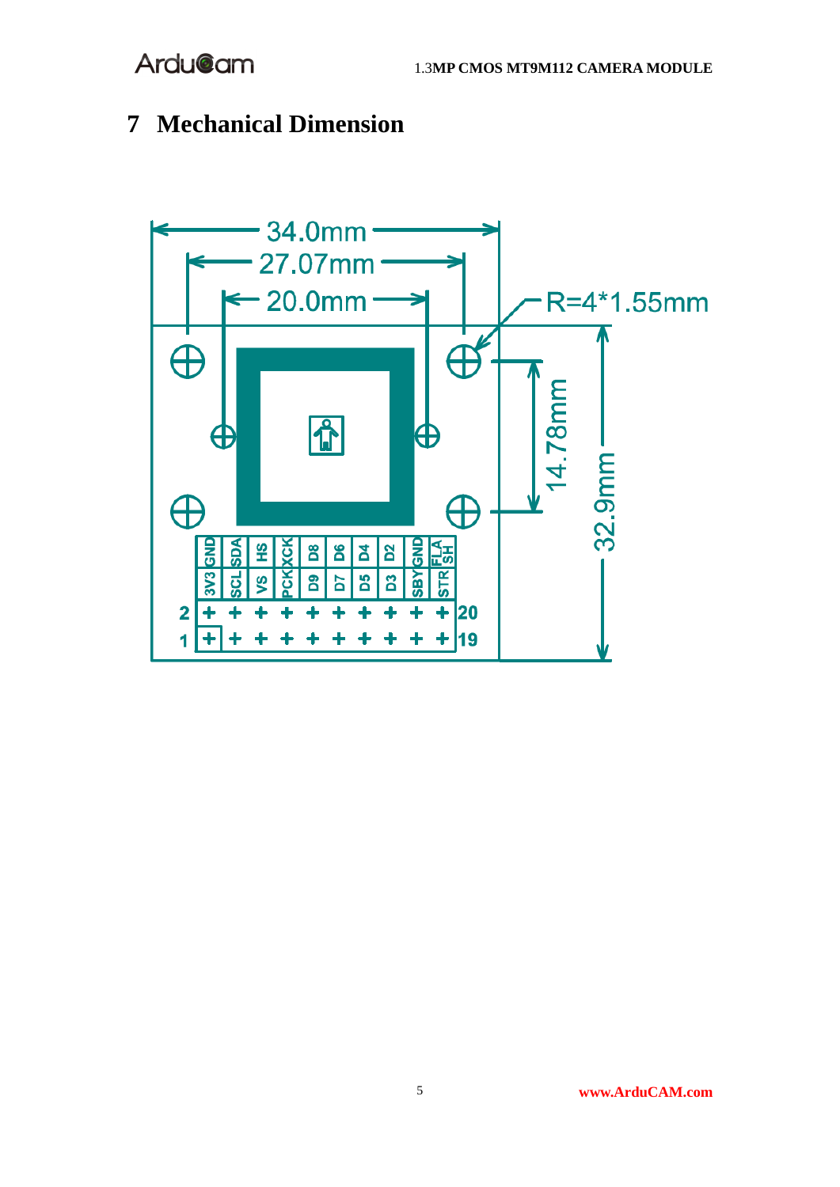# 7 Mechanical Dimension

34.0mm

27.07mm

20.0mm

R=4*1.55mm

14.78mm

32.9mm

GND SDA HS XCK D8 D6 D4 D2 GND FLASH

3V3 SCL VS PCK D9 D7 D5 D3 SBY STR

2

20

1

19